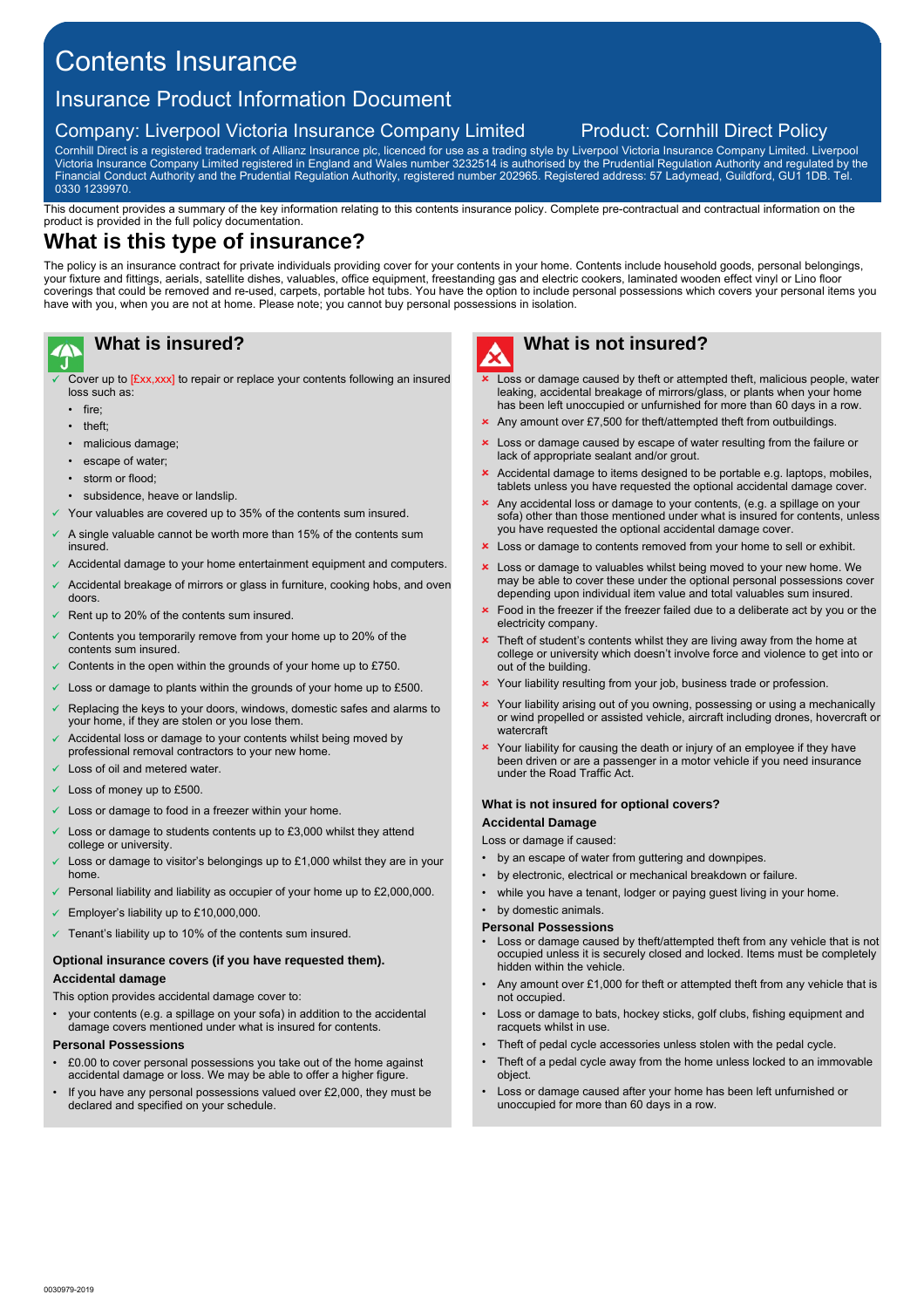# Contents Insurance

## Insurance Product Information Document

### Company: Liverpool Victoria Insurance Company Limited

### Product: Cornhill Direct Policy

Cornhill Direct is a registered trademark of Allianz Insurance plc, licenced for use as a trading style by Liverpool Victoria Insurance Company Limited. Liverpool Victoria Insurance Company Limited registered in England and Wales number 3232514 is authorised by the Prudential Regulation Authority and regulated by the Financial Conduct Authority and the Prudential Regulation Authority, registered number 202965. Registered address: 57 Ladymead, Guildford, GU1 1DB. Tel. 0330 1239970.

This document provides a summary of the key information relating to this contents insurance policy. Complete pre-contractual and contractual information on the product is provided in the full policy documentation.

## What is this type of insurance?

The policy is an insurance contract for private individuals providing cover for your contents in your home. Contents include household goods, personal belongings, your fixture and fittings, aerials, satellite dishes, valuables, office equipment, freestanding gas and electric cookers, laminated wooden effect vinyl or Lino floor coverings that could be removed and re-used, carpets, portable hot tubs. You have the option to include personal possessions which covers your personal items you have with you, when you are not at home. Please note; you cannot buy personal possessions in isolation.

## What is insured?

- ✓ Cover up to [£xx,xxx] to repair or replace your contents following an insured loss such as:
  - fire;
  - theft;
  - malicious damage;
  - escape of water;
  - storm or flood;
  - subsidence, heave or landslip.
- ✓ Your valuables are covered up to 35% of the contents sum insured.
- ✓ A single valuable cannot be worth more than 15% of the contents sum insured.
- ✓ Accidental damage to your home entertainment equipment and computers.
- ✓ Accidental breakage of mirrors or glass in furniture, cooking hobs, and oven doors.
- ✓ Rent up to 20% of the contents sum insured.
- ✓ Contents you temporarily remove from your home up to 20% of the contents sum insured.
- ✓ Contents in the open within the grounds of your home up to £750.
- ✓ Loss or damage to plants within the grounds of your home up to £500.
- ✓ Replacing the keys to your doors, windows, domestic safes and alarms to your home, if they are stolen or you lose them.
- ✓ Accidental loss or damage to your contents whilst being moved by professional removal contractors to your new home.
- ✓ Loss of oil and metered water.
- ✓ Loss of money up to £500.
- ✓ Loss or damage to food in a freezer within your home.
- ✓ Loss or damage to students contents up to £3,000 whilst they attend college or university.
- ✓ Loss or damage to visitor's belongings up to £1,000 whilst they are in your home.
- ✓ Personal liability and liability as occupier of your home up to £2,000,000.
- ✓ Employer's liability up to £10,000,000.
- ✓ Tenant's liability up to 10% of the contents sum insured.

### Optional insurance covers (if you have requested them).

**Accidental damage**

This option provides accidental damage cover to:

- your contents (e.g. a spillage on your sofa) in addition to the accidental damage covers mentioned under what is insured for contents.

**Personal Possessions**

- £0.00 to cover personal possessions you take out of the home against accidental damage or loss. We may be able to offer a higher figure.
- If you have any personal possessions valued over £2,000, they must be declared and specified on your schedule.

## What is not insured?

- ✗ Loss or damage caused by theft or attempted theft, malicious people, water leaking, accidental breakage of mirrors/glass, or plants when your home has been left unoccupied or unfurnished for more than 60 days in a row.
- ✗ Any amount over £7,500 for theft/attempted theft from outbuildings.
- ✗ Loss or damage caused by escape of water resulting from the failure or lack of appropriate sealant and/or grout.
- ✗ Accidental damage to items designed to be portable e.g. laptops, mobiles, tablets unless you have requested the optional accidental damage cover.
- ✗ Any accidental loss or damage to your contents, (e.g. a spillage on your sofa) other than those mentioned under what is insured for contents, unless you have requested the optional accidental damage cover.
- ✗ Loss or damage to contents removed from your home to sell or exhibit.
- ✗ Loss or damage to valuables whilst being moved to your new home. We may be able to cover these under the optional personal possessions cover depending upon individual item value and total valuables sum insured.
- ✗ Food in the freezer if the freezer failed due to a deliberate act by you or the electricity company.
- ✗ Theft of student's contents whilst they are living away from the home at college or university which doesn't involve force and violence to get into or out of the building.
- ✗ Your liability resulting from your job, business trade or profession.
- ✗ Your liability arising out of you owning, possessing or using a mechanically or wind propelled or assisted vehicle, aircraft including drones, hovercraft or watercraft
- ✗ Your liability for causing the death or injury of an employee if they have been driven or are a passenger in a motor vehicle if you need insurance under the Road Traffic Act.

### What is not insured for optional covers?

**Accidental Damage**

Loss or damage if caused:

- by an escape of water from guttering and downpipes.
- by electronic, electrical or mechanical breakdown or failure.
- while you have a tenant, lodger or paying guest living in your home.
- by domestic animals.

**Personal Possessions**

- Loss or damage caused by theft/attempted theft from any vehicle that is not occupied unless it is securely closed and locked. Items must be completely hidden within the vehicle.
- Any amount over £1,000 for theft or attempted theft from any vehicle that is not occupied.
- Loss or damage to bats, hockey sticks, golf clubs, fishing equipment and racquets whilst in use.
- Theft of pedal cycle accessories unless stolen with the pedal cycle.
- Theft of a pedal cycle away from the home unless locked to an immovable object.
- Loss or damage caused after your home has been left unfurnished or unoccupied for more than 60 days in a row.

0030979-2019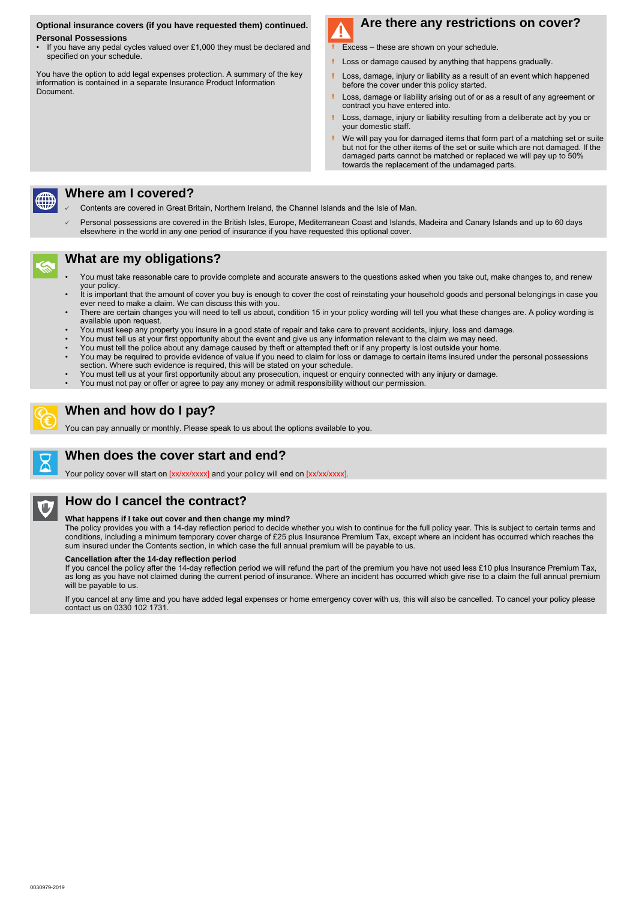**Optional insurance covers (if you have requested them) continued.**

**Personal Possessions**

- If you have any pedal cycles valued over £1,000 they must be declared and specified on your schedule.

You have the option to add legal expenses protection. A summary of the key information is contained in a separate Insurance Product Information Document.

## Are there any restrictions on cover?

- ! Excess – these are shown on your schedule.
- ! Loss or damage caused by anything that happens gradually.
- ! Loss, damage, injury or liability as a result of an event which happened before the cover under this policy started.
- ! Loss, damage or liability arising out of or as a result of any agreement or contract you have entered into.
- ! Loss, damage, injury or liability resulting from a deliberate act by you or your domestic staff.
- ! We will pay you for damaged items that form part of a matching set or suite but not for the other items of the set or suite which are not damaged. If the damaged parts cannot be matched or replaced we will pay up to 50% towards the replacement of the undamaged parts.

## Where am I covered?

- ✓ Contents are covered in Great Britain, Northern Ireland, the Channel Islands and the Isle of Man.
- ✓ Personal possessions are covered in the British Isles, Europe, Mediterranean Coast and Islands, Madeira and Canary Islands and up to 60 days elsewhere in the world in any one period of insurance if you have requested this optional cover.

## What are my obligations?

- You must take reasonable care to provide complete and accurate answers to the questions asked when you take out, make changes to, and renew your policy.
- It is important that the amount of cover you buy is enough to cover the cost of reinstating your household goods and personal belongings in case you ever need to make a claim. We can discuss this with you.
- There are certain changes you will need to tell us about, condition 15 in your policy wording will tell you what these changes are. A policy wording is available upon request.
- You must keep any property you insure in a good state of repair and take care to prevent accidents, injury, loss and damage.
- You must tell us at your first opportunity about the event and give us any information relevant to the claim we may need.
- You must tell the police about any damage caused by theft or attempted theft or if any property is lost outside your home.
- You may be required to provide evidence of value if you need to claim for loss or damage to certain items insured under the personal possessions section. Where such evidence is required, this will be stated on your schedule.
- You must tell us at your first opportunity about any prosecution, inquest or enquiry connected with any injury or damage.
- You must not pay or offer or agree to pay any money or admit responsibility without our permission.

## When and how do I pay?

You can pay annually or monthly. Please speak to us about the options available to you.

## When does the cover start and end?

Your policy cover will start on [xx/xx/xxxx] and your policy will end on [xx/xx/xxxx].

## How do I cancel the contract?

**What happens if I take out cover and then change my mind?**

The policy provides you with a 14-day reflection period to decide whether you wish to continue for the full policy year. This is subject to certain terms and conditions, including a minimum temporary cover charge of £25 plus Insurance Premium Tax, except where an incident has occurred which reaches the sum insured under the Contents section, in which case the full annual premium will be payable to us.

**Cancellation after the 14-day reflection period**

If you cancel the policy after the 14-day reflection period we will refund the part of the premium you have not used less £10 plus Insurance Premium Tax, as long as you have not claimed during the current period of insurance. Where an incident has occurred which give rise to a claim the full annual premium will be payable to us.

If you cancel at any time and you have added legal expenses or home emergency cover with us, this will also be cancelled. To cancel your policy please contact us on 0330 102 1731.

0030979-2019